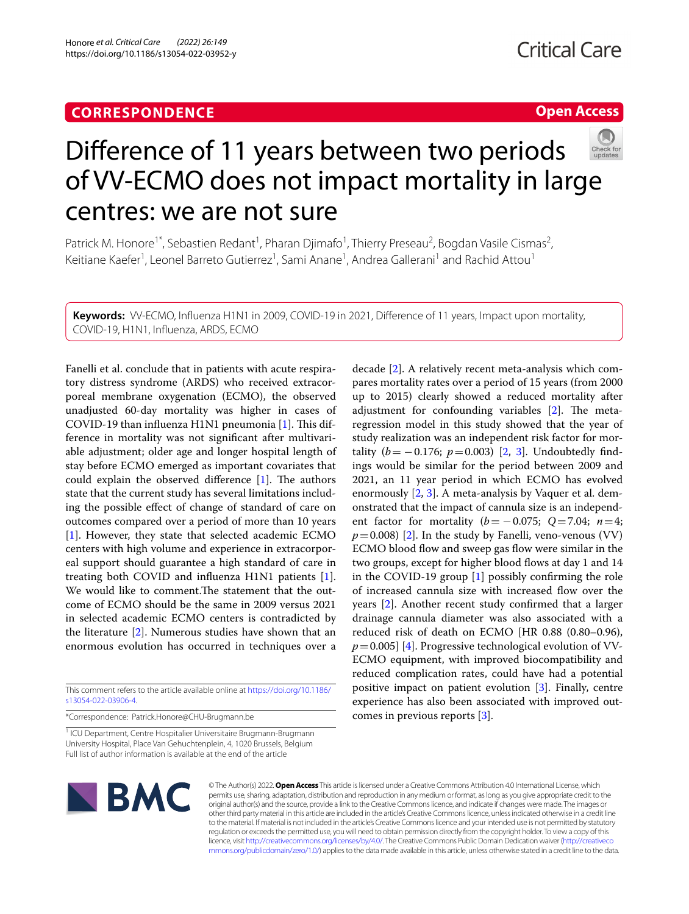**CORRESPONDENCE** **Open Access**

# Difference of 11 years between two periods of VV-ECMO does not impact mortality in large centres: we are not sure

Patrick M. Honore[1*], Sebastien Redant[1], Pharan Djimafo[1], Thierry Preseau[2], Bogdan Vasile Cismas[2], Keitiane Kaefer[1], Leonel Barreto Gutierrez[1], Sami Anane[1], Andrea Gallerani[1] and Rachid Attou[1]

**Keywords:** VV-ECMO, Influenza H1N1 in 2009, COVID-19 in 2021, Difference of 11 years, Impact upon mortality, COVID-19, H1N1, Influenza, ARDS, ECMO

Fanelli et al. conclude that in patients with acute respiratory distress syndrome (ARDS) who received extracorporeal membrane oxygenation (ECMO), the observed unadjusted 60-day mortality was higher in cases of COVID-19 than influenza H1N1 pneumonia [1]. This difference in mortality was not significant after multivariable adjustment; older age and longer hospital length of stay before ECMO emerged as important covariates that could explain the observed difference [1]. The authors state that the current study has several limitations including the possible effect of change of standard of care on outcomes compared over a period of more than 10 years [1]. However, they state that selected academic ECMO centers with high volume and experience in extracorporeal support should guarantee a high standard of care in treating both COVID and influenza H1N1 patients [1]. We would like to comment.The statement that the outcome of ECMO should be the same in 2009 versus 2021 in selected academic ECMO centers is contradicted by the literature [2]. Numerous studies have shown that an enormous evolution has occurred in techniques over a decade [2]. A relatively recent meta-analysis which compares mortality rates over a period of 15 years (from 2000 up to 2015) clearly showed a reduced mortality after adjustment for confounding variables [2]. The meta-regression model in this study showed that the year of study realization was an independent risk factor for mortality ($b = -0.176$; $p = 0.003$) [2, 3]. Undoubtedly findings would be similar for the period between 2009 and 2021, an 11 year period in which ECMO has evolved enormously [2, 3]. A meta-analysis by Vaquer et al. demonstrated that the impact of cannula size is an independent factor for mortality ($b = -0.075$; $Q = 7.04$; $n = 4$; $p = 0.008$) [2]. In the study by Fanelli, veno-venous (VV) ECMO blood flow and sweep gas flow were similar in the two groups, except for higher blood flows at day 1 and 14 in the COVID-19 group [1] possibly confirming the role of increased cannula size with increased flow over the years [2]. Another recent study confirmed that a larger drainage cannula diameter was also associated with a reduced risk of death on ECMO [HR 0.88 (0.80–0.96), $p = 0.005$] [4]. Progressive technological evolution of VV-ECMO equipment, with improved biocompatibility and reduced complication rates, could have had a potential positive impact on patient evolution [3]. Finally, centre experience has also been associated with improved outcomes in previous reports [3].

This comment refers to the article available online at https://doi.org/10.1186/s13054-022-03906-4.

*Correspondence: Patrick.Honore@CHU-Brugmann.be

[1] ICU Department, Centre Hospitalier Universitaire Brugmann-Brugmann University Hospital, Place Van Gehuchtenplein, 4, 1020 Brussels, Belgium
Full list of author information is available at the end of the article

© The Author(s) 2022. **Open Access** This article is licensed under a Creative Commons Attribution 4.0 International License, which permits use, sharing, adaptation, distribution and reproduction in any medium or format, as long as you give appropriate credit to the original author(s) and the source, provide a link to the Creative Commons licence, and indicate if changes were made. The images or other third party material in this article are included in the article's Creative Commons licence, unless indicated otherwise in a credit line to the material. If material is not included in the article's Creative Commons licence and your intended use is not permitted by statutory regulation or exceeds the permitted use, you will need to obtain permission directly from the copyright holder. To view a copy of this licence, visit http://creativecommons.org/licenses/by/4.0/. The Creative Commons Public Domain Dedication waiver (http://creativecommons.org/publicdomain/zero/1.0/) applies to the data made available in this article, unless otherwise stated in a credit line to the data.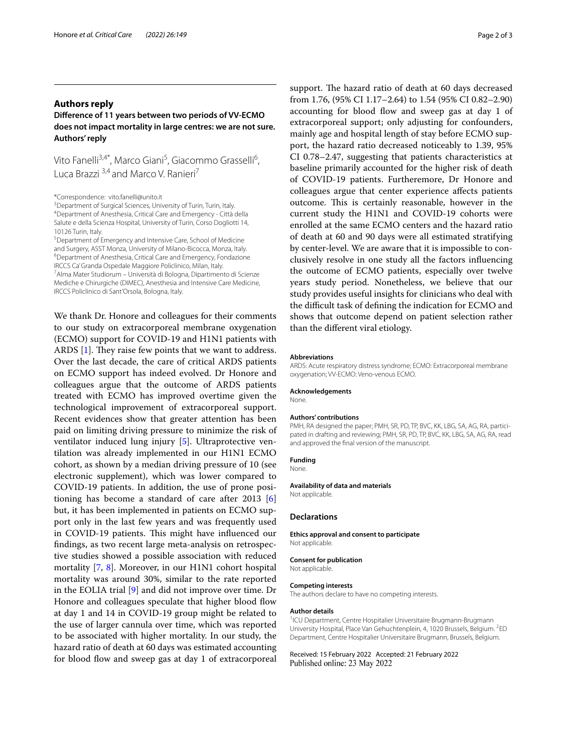## Authors reply

### Difference of 11 years between two periods of VV-ECMO does not impact mortality in large centres: we are not sure. Authors' reply

Vito Fanelli[3,4*], Marco Giani[5], Giacommo Grasselli[6], Luca Brazzi [3,4] and Marco V. Ranieri[7]

*Correspondence: vito.fanelli@unito.it

[3] Department of Surgical Sciences, University of Turin, Turin, Italy.
[4] Department of Anesthesia, Critical Care and Emergency - Città della Salute e della Scienza Hospital, University of Turin, Corso Dogliotti 14, 10126 Turin, Italy.
[5] Department of Emergency and Intensive Care, School of Medicine and Surgery, ASST Monza, University of Milano-Bicocca, Monza, Italy.
[6] Department of Anesthesia, Critical Care and Emergency, Fondazione IRCCS Ca' Granda Ospedale Maggiore Policlinico, Milan, Italy.
[7] Alma Mater Studiorum – Università di Bologna, Dipartimento di Scienze Mediche e Chirurgiche (DIMEC), Anesthesia and Intensive Care Medicine, IRCCS Policlinico di Sant'Orsola, Bologna, Italy.

We thank Dr. Honore and colleagues for their comments to our study on extracorporeal membrane oxygenation (ECMO) support for COVID-19 and H1N1 patients with ARDS [1]. They raise few points that we want to address. Over the last decade, the care of critical ARDS patients on ECMO support has indeed evolved. Dr Honore and colleagues argue that the outcome of ARDS patients treated with ECMO has improved overtime given the technological improvement of extracorporeal support. Recent evidences show that greater attention has been paid on limiting driving pressure to minimize the risk of ventilator induced lung injury [5]. Ultraprotective ventilation was already implemented in our H1N1 ECMO cohort, as shown by a median driving pressure of 10 (see electronic supplement), which was lower compared to COVID-19 patients. In addition, the use of prone positioning has become a standard of care after 2013 [6] but, it has been implemented in patients on ECMO support only in the last few years and was frequently used in COVID-19 patients. This might have influenced our findings, as two recent large meta-analysis on retrospective studies showed a possible association with reduced mortality [7, 8]. Moreover, in our H1N1 cohort hospital mortality was around 30%, similar to the rate reported in the EOLIA trial [9] and did not improve over time. Dr Honore and colleagues speculate that higher blood flow at day 1 and 14 in COVID-19 group might be related to the use of larger cannula over time, which was reported to be associated with higher mortality. In our study, the hazard ratio of death at 60 days was estimated accounting for blood flow and sweep gas at day 1 of extracorporeal support. The hazard ratio of death at 60 days decreased from 1.76, (95% CI 1.17–2.64) to 1.54 (95% CI 0.82–2.90) accounting for blood flow and sweep gas at day 1 of extracorporeal support; only adjusting for confounders, mainly age and hospital length of stay before ECMO support, the hazard ratio decreased noticeably to 1.39, 95% CI 0.78–2.47, suggesting that patients characteristics at baseline primarily accounted for the higher risk of death of COVID-19 patients. Furthermore, Dr Honore and colleagues argue that center experience affects patients outcome. This is certainly reasonable, however in the current study the H1N1 and COVID-19 cohorts were enrolled at the same ECMO centers and the hazard ratio of death at 60 and 90 days were all estimated stratifying by center-level. We are aware that it is impossible to conclusively resolve in one study all the factors influencing the outcome of ECMO patients, especially over twelve years study period. Nonetheless, we believe that our study provides useful insights for clinicians who deal with the difficult task of defining the indication for ECMO and shows that outcome depend on patient selection rather than the different viral etiology.

#### Abbreviations
ARDS: Acute respiratory distress syndrome; ECMO: Extracorporeal membrane oxygenation; VV-ECMO: Veno-venous ECMO.

#### Acknowledgements
None.

#### Authors' contributions
PMH, RA designed the paper; PMH, SR, PD, TP, BVC, KK, LBG, SA, AG, RA, participated in drafting and reviewing; PMH, SR, PD, TP, BVC, KK, LBG, SA, AG, RA, read and approved the final version of the manuscript.

#### Funding
None.

#### Availability of data and materials
Not applicable.

### Declarations

#### Ethics approval and consent to participate
Not applicable.

#### Consent for publication
Not applicable.

#### Competing interests
The authors declare to have no competing interests.

#### Author details
[1] ICU Department, Centre Hospitalier Universitaire Brugmann-Brugmann University Hospital, Place Van Gehuchtenplein, 4, 1020 Brussels, Belgium. [2] ED Department, Centre Hospitalier Universitaire Brugmann, Brussels, Belgium.

Received: 15 February 2022 Accepted: 21 February 2022
Published online: 23 May 2022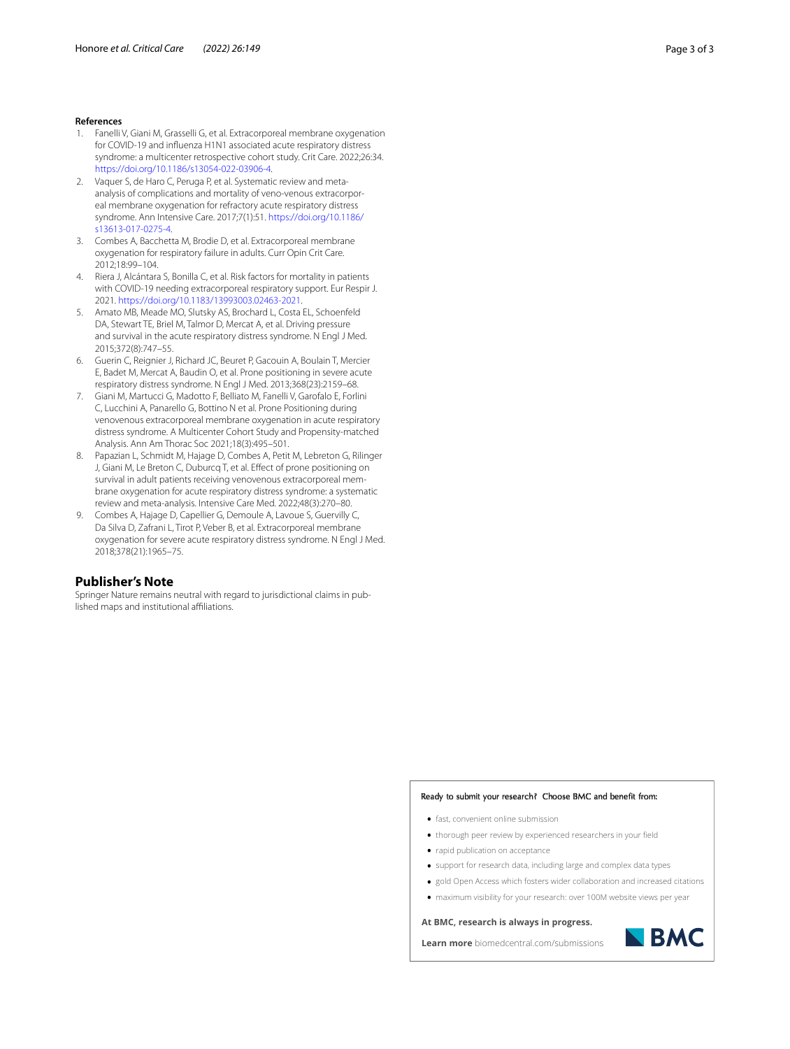## References

1. Fanelli V, Giani M, Grasselli G, et al. Extracorporeal membrane oxygenation for COVID-19 and influenza H1N1 associated acute respiratory distress syndrome: a multicenter retrospective cohort study. Crit Care. 2022;26:34. https://doi.org/10.1186/s13054-022-03906-4.
2. Vaquer S, de Haro C, Peruga P, et al. Systematic review and meta-analysis of complications and mortality of veno-venous extracorporeal membrane oxygenation for refractory acute respiratory distress syndrome. Ann Intensive Care. 2017;7(1):51. https://doi.org/10.1186/s13613-017-0275-4.
3. Combes A, Bacchetta M, Brodie D, et al. Extracorporeal membrane oxygenation for respiratory failure in adults. Curr Opin Crit Care. 2012;18:99–104.
4. Riera J, Alcántara S, Bonilla C, et al. Risk factors for mortality in patients with COVID-19 needing extracorporeal respiratory support. Eur Respir J. 2021. https://doi.org/10.1183/13993003.02463-2021.
5. Amato MB, Meade MO, Slutsky AS, Brochard L, Costa EL, Schoenfeld DA, Stewart TE, Briel M, Talmor D, Mercat A, et al. Driving pressure and survival in the acute respiratory distress syndrome. N Engl J Med. 2015;372(8):747–55.
6. Guerin C, Reignier J, Richard JC, Beuret P, Gacouin A, Boulain T, Mercier E, Badet M, Mercat A, Baudin O, et al. Prone positioning in severe acute respiratory distress syndrome. N Engl J Med. 2013;368(23):2159–68.
7. Giani M, Martucci G, Madotto F, Belliato M, Fanelli V, Garofalo E, Forlini C, Lucchini A, Panarello G, Bottino N et al. Prone Positioning during venovenous extracorporeal membrane oxygenation in acute respiratory distress syndrome. A Multicenter Cohort Study and Propensity-matched Analysis. Ann Am Thorac Soc 2021;18(3):495–501.
8. Papazian L, Schmidt M, Hajage D, Combes A, Petit M, Lebreton G, Rilinger J, Giani M, Le Breton C, Duburcq T, et al. Effect of prone positioning on survival in adult patients receiving venovenous extracorporeal membrane oxygenation for acute respiratory distress syndrome: a systematic review and meta-analysis. Intensive Care Med. 2022;48(3):270–80.
9. Combes A, Hajage D, Capellier G, Demoule A, Lavoue S, Guervilly C, Da Silva D, Zafrani L, Tirot P, Veber B, et al. Extracorporeal membrane oxygenation for severe acute respiratory distress syndrome. N Engl J Med. 2018;378(21):1965–75.

## Publisher's Note

Springer Nature remains neutral with regard to jurisdictional claims in published maps and institutional affiliations.

Ready to submit your research? Choose BMC and benefit from:

- fast, convenient online submission
- thorough peer review by experienced researchers in your field
- rapid publication on acceptance
- support for research data, including large and complex data types
- gold Open Access which fosters wider collaboration and increased citations
- maximum visibility for your research: over 100M website views per year

**At BMC, research is always in progress.**

**Learn more** biomedcentral.com/submissions

BMC